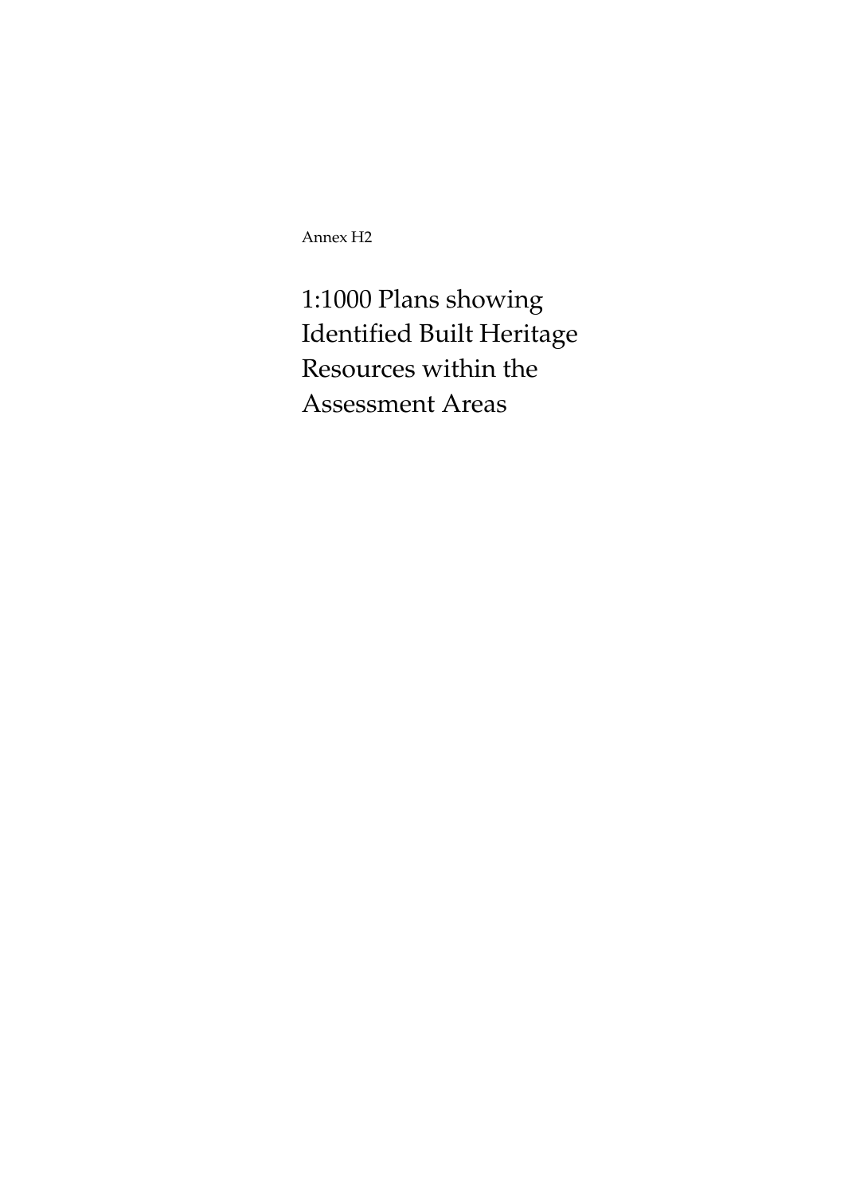Annex H2

# 1:1000 Plans showing Identified Built Heritage Resources within the Assessment Areas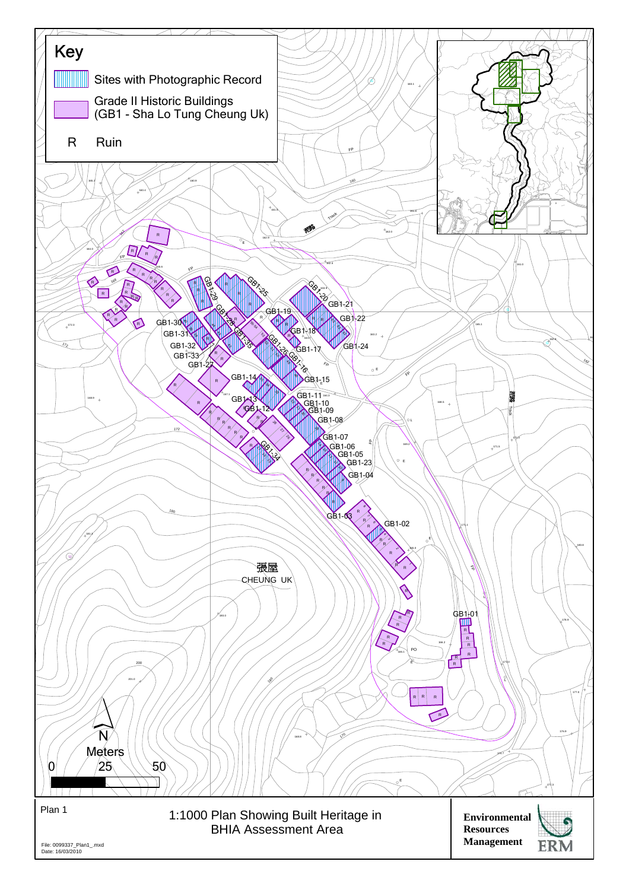## Key

- Sites with Photographic Record
- Grade II Historic Buildings (GB1 - Sha Lo Tung Cheung Uk)
- R Ruin

GB1-01, GB1-02, GB1-03, GB1-04, GB1-05, GB1-06, GB1-07, GB1-08, GB1-09, GB1-10, GB1-11, GB1-12, GB1-13, GB1-14, GB1-15, GB1-16, GB1-17, GB1-18, GB1-19, GB1-20, GB1-21, GB1-22, GB1-23, GB1-24, GB1-25, GB1-26, GB1-27, GB1-28, GB1-29, GB1-30, GB1-31, GB1-32, GB1-33, GB1-34, GB1-35

張屋
CHEUNG UK

N

Meters
0 25 50

Plan 1

1:1000 Plan Showing Built Heritage in BHIA Assessment Area

Environmental Resources Management

ERM

File: 0099337_Plan1_.mxd
Date: 16/03/2010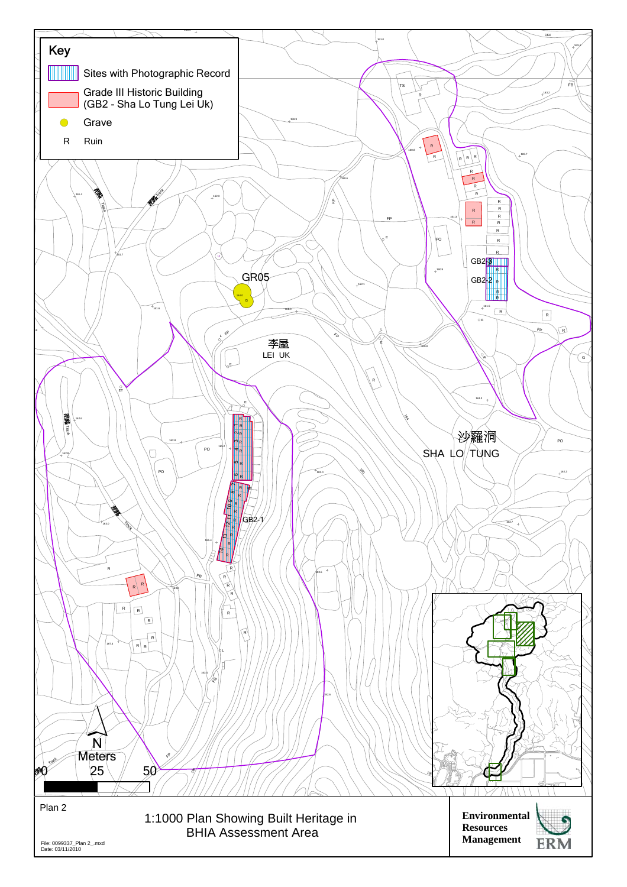## Key

- Sites with Photographic Record
- Grade III Historic Building (GB2 - Sha Lo Tung Lei Uk)
- Grave
- R Ruin

GR05

李屋
LEI UK

GB2-3

GB2-2

GB2-1

沙羅洞
SHA LO TUNG

N

Meters
0 25 50

Plan 2

1:1000 Plan Showing Built Heritage in BHIA Assessment Area

File: 0099337_Plan 2_.mxd
Date: 03/11/2010

Environmental Resources Management

ERM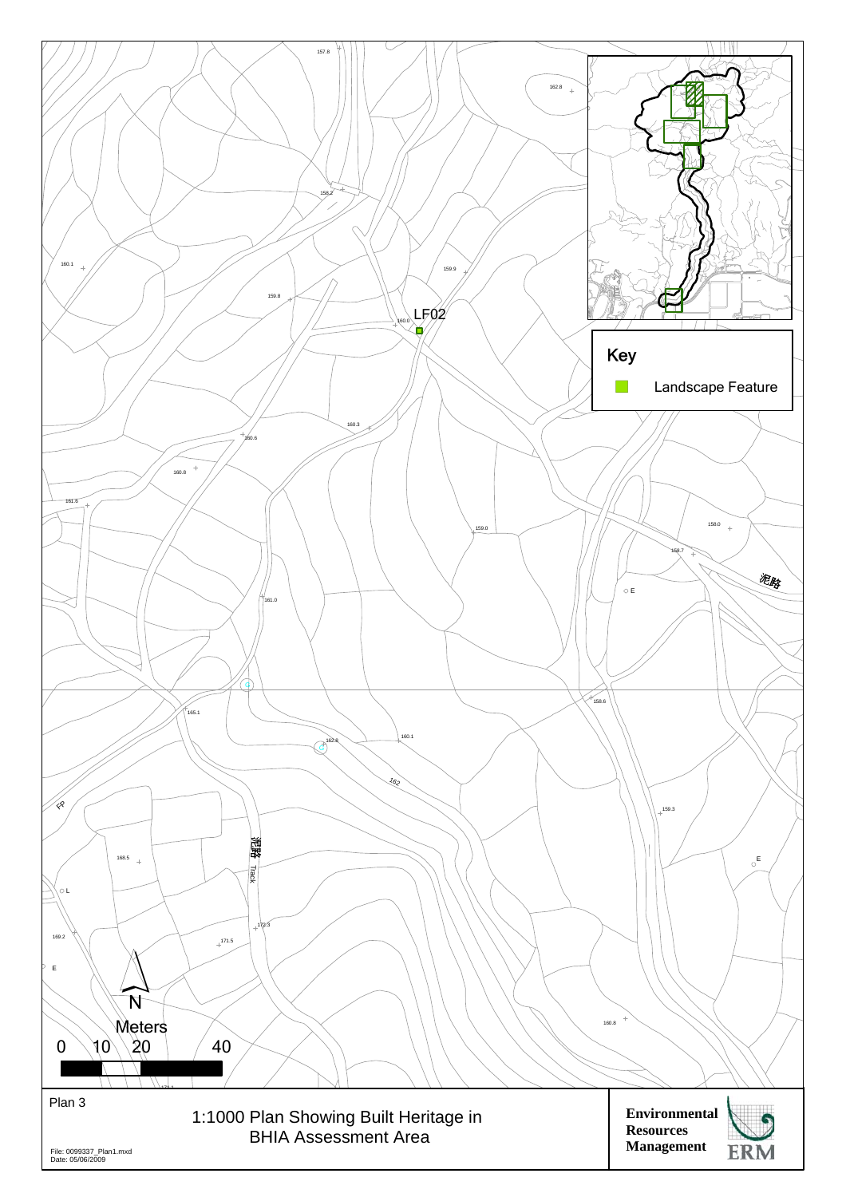LF02

Key

Landscape Feature

泥路

泥路 Track

N

Meters

0 10 20 40

Plan 3

1:1000 Plan Showing Built Heritage in BHIA Assessment Area

File: 0099337_Plan1.mxd
Date: 05/06/2009

**Environmental Resources Management**

ERM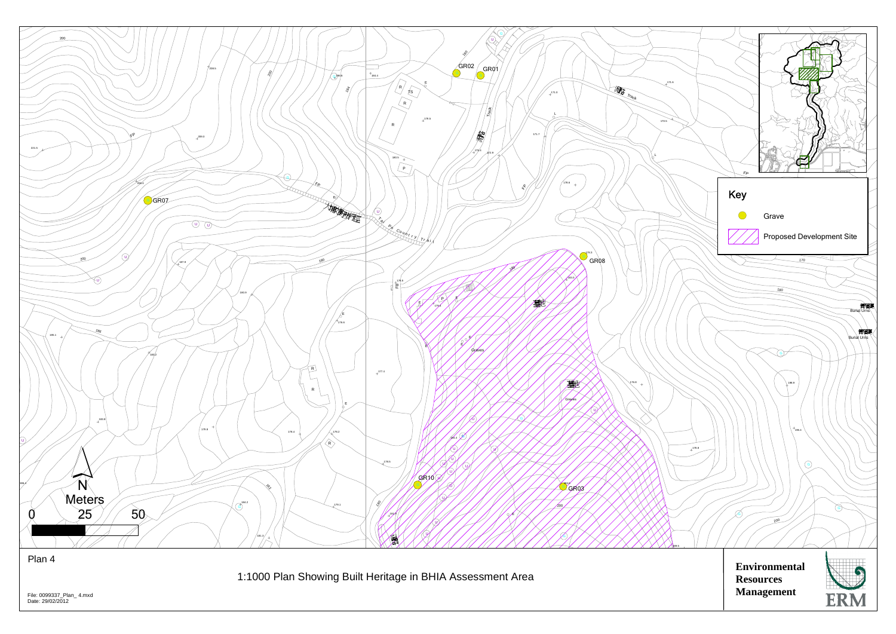Plan 4

1:1000 Plan Showing Built Heritage in BHIA Assessment Area

Key

- Grave
- Proposed Development Site

GR01, GR02, GR03, GR07, GR08, GR10

N

Meters

0 25 50

Environmental Resources Management

ERM

File: 0099337_Plan_ 4.mxd

Date: 29/02/2012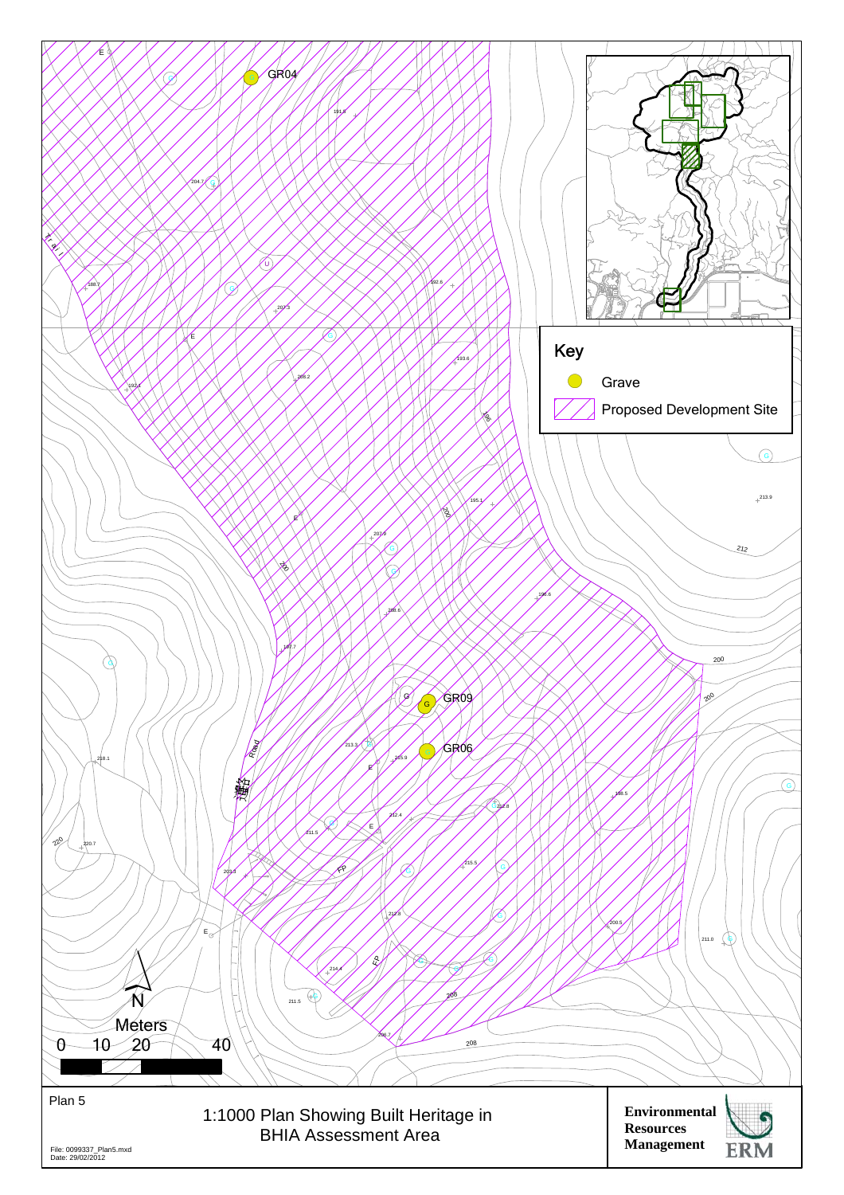Key

- Grave
- Proposed Development Site

GR04

GR09

GR06

N

Meters

0 10 20 40

Plan 5

1:1000 Plan Showing Built Heritage in BHIA Assessment Area

File: 0099337_Plan5.mxd
Date: 29/02/2012

Environmental Resources Management

ERM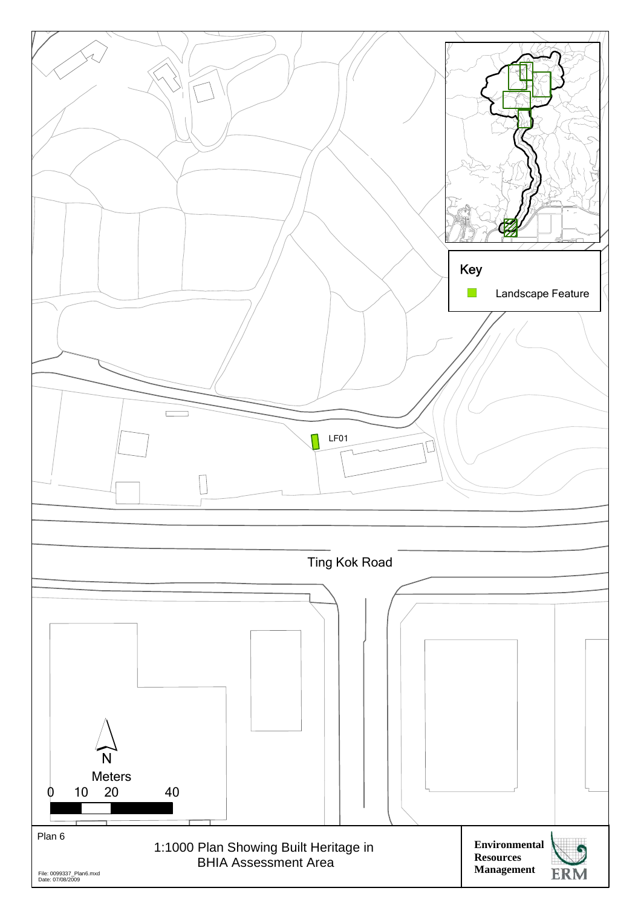Key

Landscape Feature

LF01

Ting Kok Road

N

Meters

0 10 20 40

Plan 6

1:1000 Plan Showing Built Heritage in BHIA Assessment Area

File: 0099337_Plan6.mxd
Date: 07/08/2009

**Environmental Resources Management**

ERM